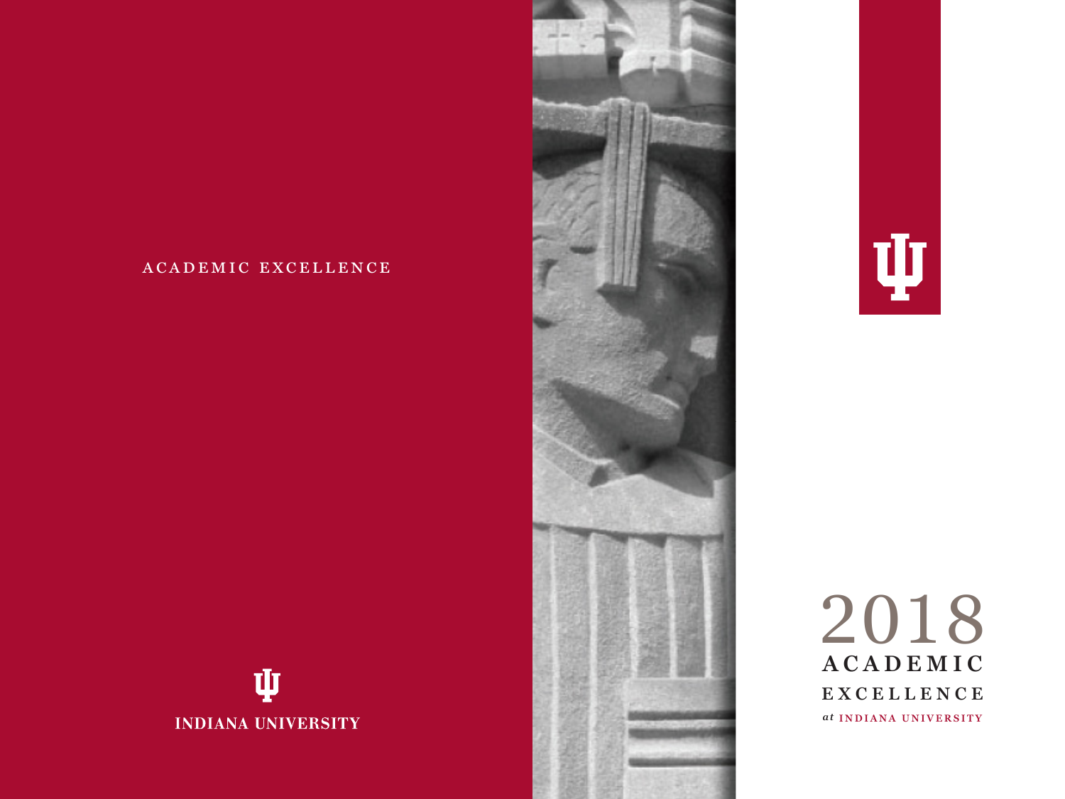ACADEMIC EXCELLENCE

INDIANA UNIVERSITY

# 2018 ACADEMIC EXCELLENCE

*at* INDIANA UNIVERSITY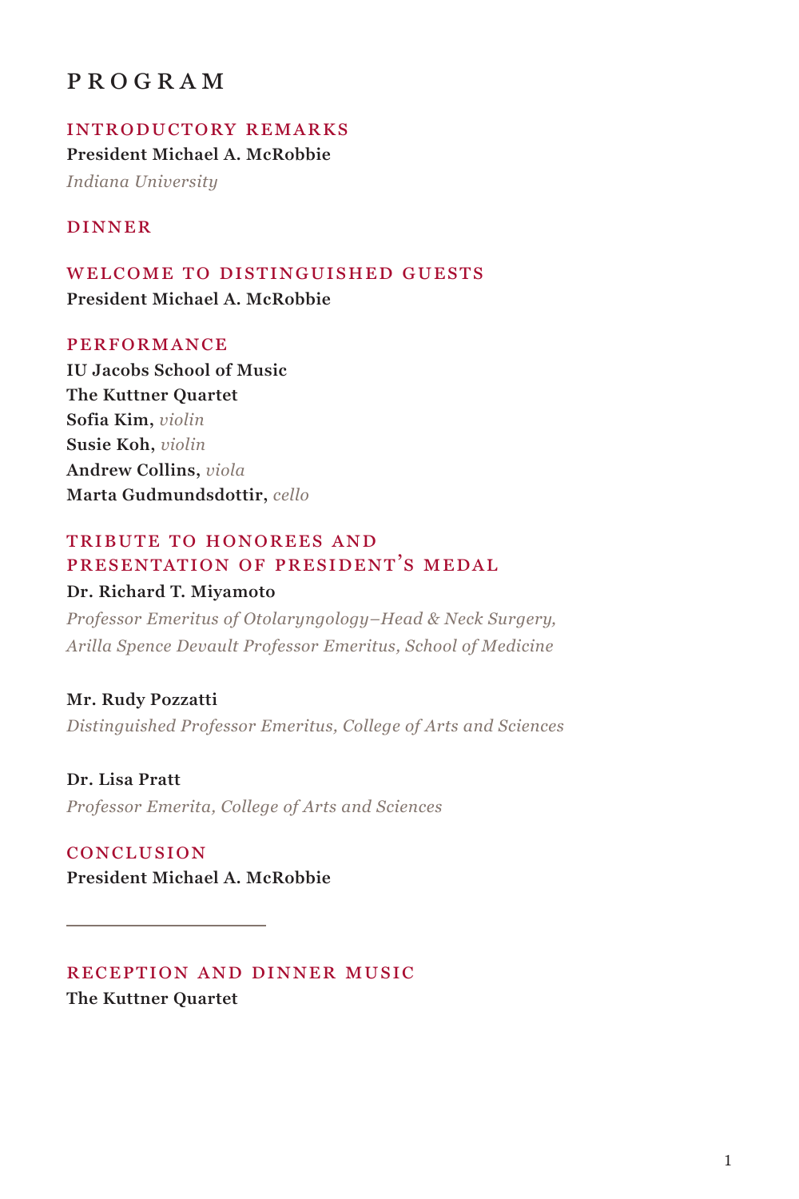# PROGRAM

## INTRODUCTORY REMARKS

**President Michael A. McRobbie**
*Indiana University*

## DINNER

## WELCOME TO DISTINGUISHED GUESTS

**President Michael A. McRobbie**

## PERFORMANCE

**IU Jacobs School of Music**
**The Kuttner Quartet**
**Sofia Kim**, *violin*
**Susie Koh**, *violin*
**Andrew Collins**, *viola*
**Marta Gudmundsdottir**, *cello*

## TRIBUTE TO HONOREES AND PRESENTATION OF PRESIDENT'S MEDAL

**Dr. Richard T. Miyamoto**
*Professor Emeritus of Otolaryngology–Head & Neck Surgery, Arilla Spence Devault Professor Emeritus, School of Medicine*

**Mr. Rudy Pozzatti**
*Distinguished Professor Emeritus, College of Arts and Sciences*

**Dr. Lisa Pratt**
*Professor Emerita, College of Arts and Sciences*

## CONCLUSION

**President Michael A. McRobbie**

---

## RECEPTION AND DINNER MUSIC

**The Kuttner Quartet**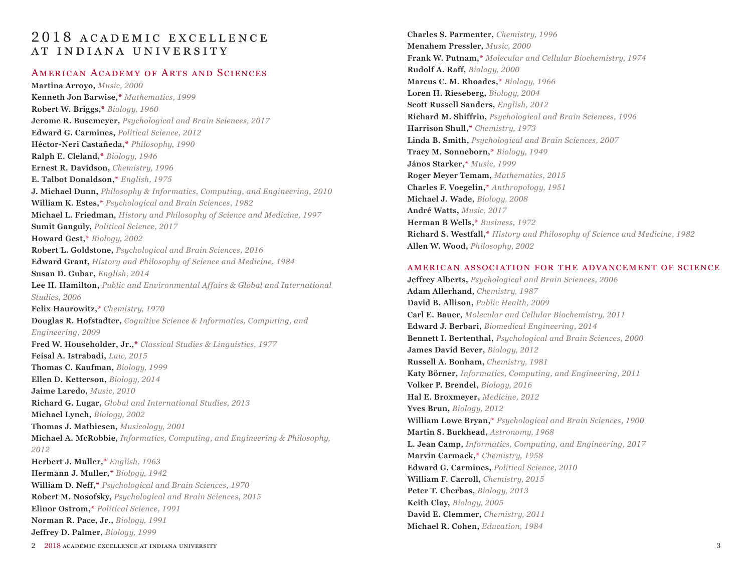# 2018 Academic Excellence at Indiana University

## American Academy of Arts and Sciences

**Martina Arroyo,** *Music, 2000*
**Kenneth Jon Barwise,*** *Mathematics, 1999*
**Robert W. Briggs,*** *Biology, 1960*
**Jerome R. Busemeyer,** *Psychological and Brain Sciences, 2017*
**Edward G. Carmines,** *Political Science, 2012*
**Héctor-Neri Castañeda,*** *Philosophy, 1990*
**Ralph E. Cleland,*** *Biology, 1946*
**Ernest R. Davidson,** *Chemistry, 1996*
**E. Talbot Donaldson,*** *English, 1975*
**J. Michael Dunn,** *Philosophy & Informatics, Computing, and Engineering, 2010*
**William K. Estes,*** *Psychological and Brain Sciences, 1982*
**Michael L. Friedman,** *History and Philosophy of Science and Medicine, 1997*
**Sumit Ganguly,** *Political Science, 2017*
**Howard Gest,*** *Biology, 2002*
**Robert L. Goldstone,** *Psychological and Brain Sciences, 2016*
**Edward Grant,** *History and Philosophy of Science and Medicine, 1984*
**Susan D. Gubar,** *English, 2014*
**Lee H. Hamilton,** *Public and Environmental Affairs & Global and International Studies, 2006*
**Felix Haurowitz,*** *Chemistry, 1970*
**Douglas R. Hofstadter,** *Cognitive Science & Informatics, Computing, and Engineering, 2009*
**Fred W. Householder, Jr.,*** *Classical Studies & Linguistics, 1977*
**Feisal A. Istrabadi,** *Law, 2015*
**Thomas C. Kaufman,** *Biology, 1999*
**Ellen D. Ketterson,** *Biology, 2014*
**Jaime Laredo,** *Music, 2010*
**Richard G. Lugar,** *Global and International Studies, 2013*
**Michael Lynch,** *Biology, 2002*
**Thomas J. Mathiesen,** *Musicology, 2001*
**Michael A. McRobbie,** *Informatics, Computing, and Engineering & Philosophy, 2012*
**Herbert J. Muller,*** *English, 1963*
**Hermann J. Muller,*** *Biology, 1942*
**William D. Neff,*** *Psychological and Brain Sciences, 1970*
**Robert M. Nosofsky,** *Psychological and Brain Sciences, 2015*
**Elinor Ostrom,*** *Political Science, 1991*
**Norman R. Pace, Jr.,** *Biology, 1991*
**Jeffrey D. Palmer,** *Biology, 1999*
**Charles S. Parmenter,** *Chemistry, 1996*
**Menahem Pressler,** *Music, 2000*
**Frank W. Putnam,*** *Molecular and Cellular Biochemistry, 1974*
**Rudolf A. Raff,** *Biology, 2000*
**Marcus C. M. Rhoades,*** *Biology, 1966*
**Loren H. Rieseberg,** *Biology, 2004*
**Scott Russell Sanders,** *English, 2012*
**Richard M. Shiffrin,** *Psychological and Brain Sciences, 1996*
**Harrison Shull,*** *Chemistry, 1973*
**Linda B. Smith,** *Psychological and Brain Sciences, 2007*
**Tracy M. Sonneborn,*** *Biology, 1949*
**János Starker,*** *Music, 1999*
**Roger Meyer Temam,** *Mathematics, 2015*
**Charles F. Voegelin,*** *Anthropology, 1951*
**Michael J. Wade,** *Biology, 2008*
**André Watts,** *Music, 2017*
**Herman B Wells,*** *Business, 1972*
**Richard S. Westfall,*** *History and Philosophy of Science and Medicine, 1982*
**Allen W. Wood,** *Philosophy, 2002*

## American Association for the Advancement of Science

**Jeffrey Alberts,** *Psychological and Brain Sciences, 2006*
**Adam Allerhand,** *Chemistry, 1987*
**David B. Allison,** *Public Health, 2009*
**Carl E. Bauer,** *Molecular and Cellular Biochemistry, 2011*
**Edward J. Berbari,** *Biomedical Engineering, 2014*
**Bennett I. Bertenthal,** *Psychological and Brain Sciences, 2000*
**James David Bever,** *Biology, 2012*
**Russell A. Bonham,** *Chemistry, 1981*
**Katy Börner,** *Informatics, Computing, and Engineering, 2011*
**Volker P. Brendel,** *Biology, 2016*
**Hal E. Broxmeyer,** *Medicine, 2012*
**Yves Brun,** *Biology, 2012*
**William Lowe Bryan,*** *Psychological and Brain Sciences, 1900*
**Martin S. Burkhead,** *Astronomy, 1968*
**L. Jean Camp,** *Informatics, Computing, and Engineering, 2017*
**Marvin Carmack,*** *Chemistry, 1958*
**Edward G. Carmines,** *Political Science, 2010*
**William F. Carroll,** *Chemistry, 2015*
**Peter T. Cherbas,** *Biology, 2013*
**Keith Clay,** *Biology, 2005*
**David E. Clemmer,** *Chemistry, 2011*
**Michael R. Cohen,** *Education, 1984*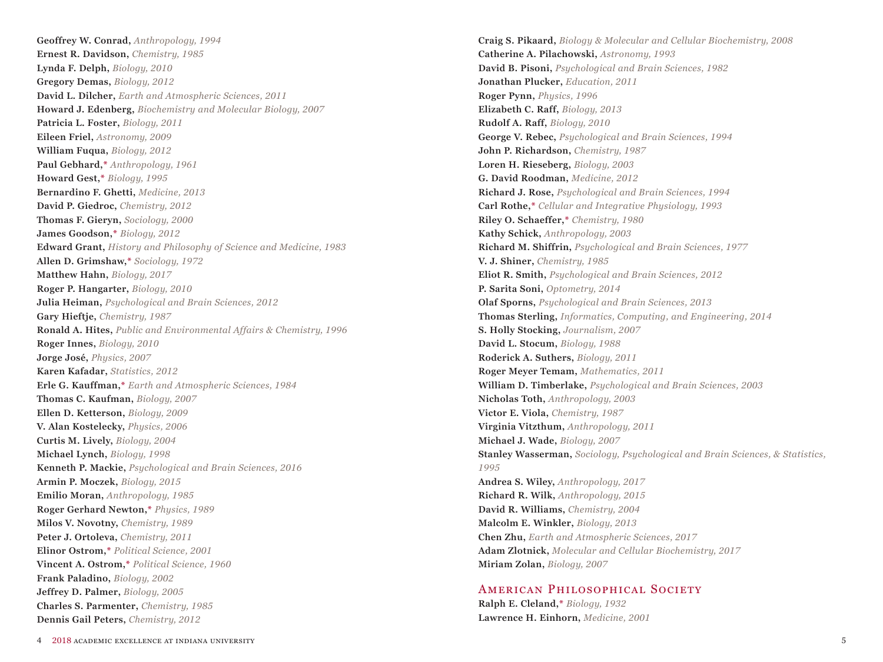**Geoffrey W. Conrad,** *Anthropology, 1994*
**Ernest R. Davidson,** *Chemistry, 1985*
**Lynda F. Delph,** *Biology, 2010*
**Gregory Demas,** *Biology, 2012*
**David L. Dilcher,** *Earth and Atmospheric Sciences, 2011*
**Howard J. Edenberg,** *Biochemistry and Molecular Biology, 2007*
**Patricia L. Foster,** *Biology, 2011*
**Eileen Friel,** *Astronomy, 2009*
**William Fuqua,** *Biology, 2012*
**Paul Gebhard,*** *Anthropology, 1961*
**Howard Gest,*** *Biology, 1995*
**Bernardino F. Ghetti,** *Medicine, 2013*
**David P. Giedroc,** *Chemistry, 2012*
**Thomas F. Gieryn,** *Sociology, 2000*
**James Goodson,*** *Biology, 2012*
**Edward Grant,** *History and Philosophy of Science and Medicine, 1983*
**Allen D. Grimshaw,*** *Sociology, 1972*
**Matthew Hahn,** *Biology, 2017*
**Roger P. Hangarter,** *Biology, 2010*
**Julia Heiman,** *Psychological and Brain Sciences, 2012*
**Gary Hieftje,** *Chemistry, 1987*
**Ronald A. Hites,** *Public and Environmental Affairs & Chemistry, 1996*
**Roger Innes,** *Biology, 2010*
**Jorge José,** *Physics, 2007*
**Karen Kafadar,** *Statistics, 2012*
**Erle G. Kauffman,*** *Earth and Atmospheric Sciences, 1984*
**Thomas C. Kaufman,** *Biology, 2007*
**Ellen D. Ketterson,** *Biology, 2009*
**V. Alan Kostelecky,** *Physics, 2006*
**Curtis M. Lively,** *Biology, 2004*
**Michael Lynch,** *Biology, 1998*
**Kenneth P. Mackie,** *Psychological and Brain Sciences, 2016*
**Armin P. Moczek,** *Biology, 2015*
**Emilio Moran,** *Anthropology, 1985*
**Roger Gerhard Newton,*** *Physics, 1989*
**Milos V. Novotny,** *Chemistry, 1989*
**Peter J. Ortoleva,** *Chemistry, 2011*
**Elinor Ostrom,*** *Political Science, 2001*
**Vincent A. Ostrom,*** *Political Science, 1960*
**Frank Paladino,** *Biology, 2002*
**Jeffrey D. Palmer,** *Biology, 2005*
**Charles S. Parmenter,** *Chemistry, 1985*
**Dennis Gail Peters,** *Chemistry, 2012*
**Craig S. Pikaard,** *Biology & Molecular and Cellular Biochemistry, 2008*
**Catherine A. Pilachowski,** *Astronomy, 1993*
**David B. Pisoni,** *Psychological and Brain Sciences, 1982*
**Jonathan Plucker,** *Education, 2011*
**Roger Pynn,** *Physics, 1996*
**Elizabeth C. Raff,** *Biology, 2013*
**Rudolf A. Raff,** *Biology, 2010*
**George V. Rebec,** *Psychological and Brain Sciences, 1994*
**John P. Richardson,** *Chemistry, 1987*
**Loren H. Rieseberg,** *Biology, 2003*
**G. David Roodman,** *Medicine, 2012*
**Richard J. Rose,** *Psychological and Brain Sciences, 1994*
**Carl Rothe,*** *Cellular and Integrative Physiology, 1993*
**Riley O. Schaeffer,*** *Chemistry, 1980*
**Kathy Schick,** *Anthropology, 2003*
**Richard M. Shiffrin,** *Psychological and Brain Sciences, 1977*
**V. J. Shiner,** *Chemistry, 1985*
**Eliot R. Smith,** *Psychological and Brain Sciences, 2012*
**P. Sarita Soni,** *Optometry, 2014*
**Olaf Sporns,** *Psychological and Brain Sciences, 2013*
**Thomas Sterling,** *Informatics, Computing, and Engineering, 2014*
**S. Holly Stocking,** *Journalism, 2007*
**David L. Stocum,** *Biology, 1988*
**Roderick A. Suthers,** *Biology, 2011*
**Roger Meyer Temam,** *Mathematics, 2011*
**William D. Timberlake,** *Psychological and Brain Sciences, 2003*
**Nicholas Toth,** *Anthropology, 2003*
**Victor E. Viola,** *Chemistry, 1987*
**Virginia Vitzthum,** *Anthropology, 2011*
**Michael J. Wade,** *Biology, 2007*
**Stanley Wasserman,** *Sociology, Psychological and Brain Sciences, & Statistics, 1995*
**Andrea S. Wiley,** *Anthropology, 2017*
**Richard R. Wilk,** *Anthropology, 2015*
**David R. Williams,** *Chemistry, 2004*
**Malcolm E. Winkler,** *Biology, 2013*
**Chen Zhu,** *Earth and Atmospheric Sciences, 2017*
**Adam Zlotnick,** *Molecular and Cellular Biochemistry, 2017*
**Miriam Zolan,** *Biology, 2007*

## American Philosophical Society

**Ralph E. Cleland,*** *Biology, 1932*
**Lawrence H. Einhorn,** *Medicine, 2001*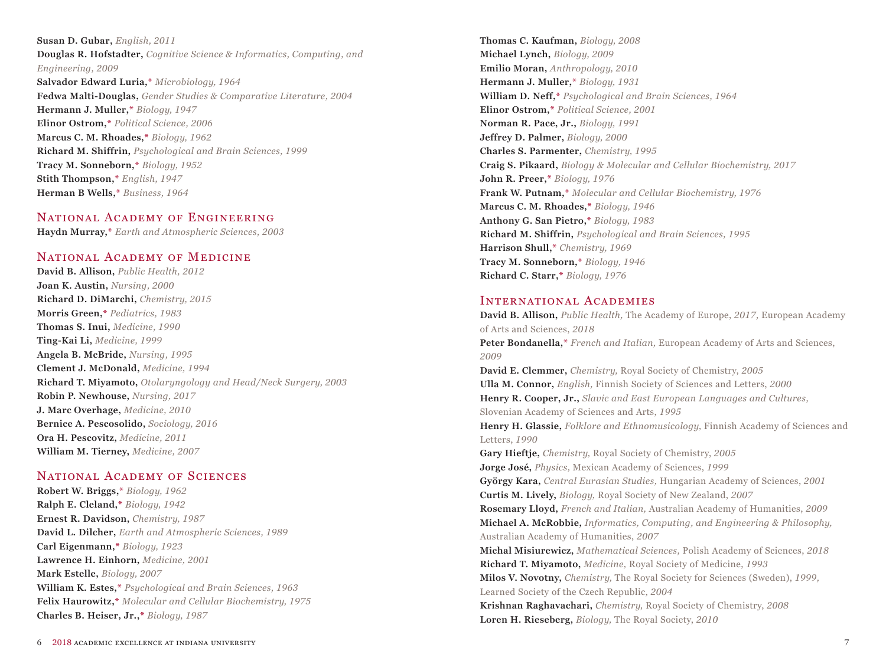**Susan D. Gubar,** *English, 2011*
**Douglas R. Hofstadter,** *Cognitive Science & Informatics, Computing, and Engineering, 2009*
**Salvador Edward Luria,*** *Microbiology, 1964*
**Fedwa Malti-Douglas,** *Gender Studies & Comparative Literature, 2004*
**Hermann J. Muller,*** *Biology, 1947*
**Elinor Ostrom,*** *Political Science, 2006*
**Marcus C. M. Rhoades,*** *Biology, 1962*
**Richard M. Shiffrin,** *Psychological and Brain Sciences, 1999*
**Tracy M. Sonneborn,*** *Biology, 1952*
**Stith Thompson,*** *English, 1947*
**Herman B Wells,*** *Business, 1964*

## National Academy of Engineering

**Haydn Murray,*** *Earth and Atmospheric Sciences, 2003*

## National Academy of Medicine

**David B. Allison,** *Public Health, 2012*
**Joan K. Austin,** *Nursing, 2000*
**Richard D. DiMarchi,** *Chemistry, 2015*
**Morris Green,*** *Pediatrics, 1983*
**Thomas S. Inui,** *Medicine, 1990*
**Ting-Kai Li,** *Medicine, 1999*
**Angela B. McBride,** *Nursing, 1995*
**Clement J. McDonald,** *Medicine, 1994*
**Richard T. Miyamoto,** *Otolaryngology and Head/Neck Surgery, 2003*
**Robin P. Newhouse,** *Nursing, 2017*
**J. Marc Overhage,** *Medicine, 2010*
**Bernice A. Pescosolido,** *Sociology, 2016*
**Ora H. Pescovitz,** *Medicine, 2011*
**William M. Tierney,** *Medicine, 2007*

## National Academy of Sciences

**Robert W. Briggs,*** *Biology, 1962*
**Ralph E. Cleland,*** *Biology, 1942*
**Ernest R. Davidson,** *Chemistry, 1987*
**David L. Dilcher,** *Earth and Atmospheric Sciences, 1989*
**Carl Eigenmann,*** *Biology, 1923*
**Lawrence H. Einhorn,** *Medicine, 2001*
**Mark Estelle,** *Biology, 2007*
**William K. Estes,*** *Psychological and Brain Sciences, 1963*
**Felix Haurowitz,*** *Molecular and Cellular Biochemistry, 1975*
**Charles B. Heiser, Jr.,*** *Biology, 1987*
**Thomas C. Kaufman,** *Biology, 2008*
**Michael Lynch,** *Biology, 2009*
**Emilio Moran,** *Anthropology, 2010*
**Hermann J. Muller,*** *Biology, 1931*
**William D. Neff,*** *Psychological and Brain Sciences, 1964*
**Elinor Ostrom,*** *Political Science, 2001*
**Norman R. Pace, Jr.,** *Biology, 1991*
**Jeffrey D. Palmer,** *Biology, 2000*
**Charles S. Parmenter,** *Chemistry, 1995*
**Craig S. Pikaard,** *Biology & Molecular and Cellular Biochemistry, 2017*
**John R. Preer,*** *Biology, 1976*
**Frank W. Putnam,*** *Molecular and Cellular Biochemistry, 1976*
**Marcus C. M. Rhoades,*** *Biology, 1946*
**Anthony G. San Pietro,*** *Biology, 1983*
**Richard M. Shiffrin,** *Psychological and Brain Sciences, 1995*
**Harrison Shull,*** *Chemistry, 1969*
**Tracy M. Sonneborn,*** *Biology, 1946*
**Richard C. Starr,*** *Biology, 1976*

## International Academies

**David B. Allison,** *Public Health,* The Academy of Europe, *2017,* European Academy of Arts and Sciences, *2018*
**Peter Bondanella,*** *French and Italian,* European Academy of Arts and Sciences, *2009*
**David E. Clemmer,** *Chemistry,* Royal Society of Chemistry, *2005*
**Ulla M. Connor,** *English,* Finnish Society of Sciences and Letters, *2000*
**Henry R. Cooper, Jr.,** *Slavic and East European Languages and Cultures,* Slovenian Academy of Sciences and Arts, *1995*
**Henry H. Glassie,** *Folklore and Ethnomusicology,* Finnish Academy of Sciences and Letters, *1990*
**Gary Hieftje,** *Chemistry,* Royal Society of Chemistry, *2005*
**Jorge José,** *Physics,* Mexican Academy of Sciences, *1999*
**György Kara,** *Central Eurasian Studies,* Hungarian Academy of Sciences, *2001*
**Curtis M. Lively,** *Biology,* Royal Society of New Zealand, *2007*
**Rosemary Lloyd,** *French and Italian,* Australian Academy of Humanities, *2009*
**Michael A. McRobbie,** *Informatics, Computing, and Engineering & Philosophy,* Australian Academy of Humanities, *2007*
**Michal Misiurewicz,** *Mathematical Sciences,* Polish Academy of Sciences, *2018*
**Richard T. Miyamoto,** *Medicine,* Royal Society of Medicine, *1993*
**Milos V. Novotny,** *Chemistry,* The Royal Society for Sciences (Sweden), *1999,* Learned Society of the Czech Republic, *2004*
**Krishnan Raghavachari,** *Chemistry,* Royal Society of Chemistry, *2008*
**Loren H. Rieseberg,** *Biology,* The Royal Society, *2010*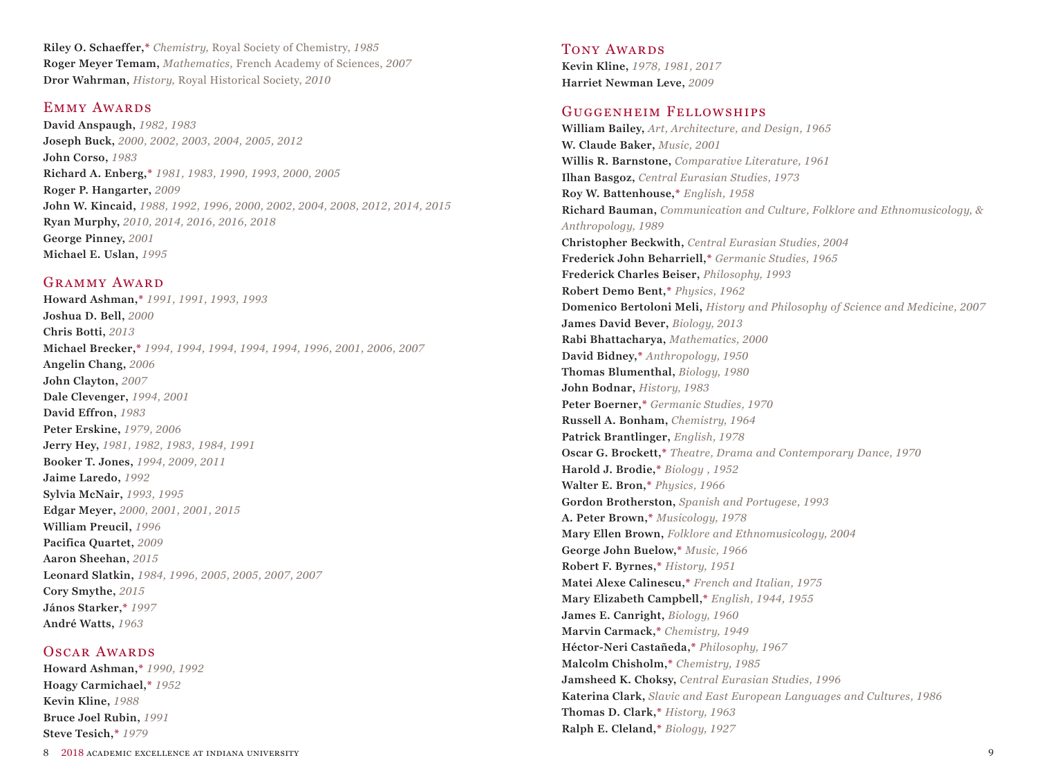**Riley O. Schaeffer,*** *Chemistry,* Royal Society of Chemistry, *1985*
**Roger Meyer Temam,** *Mathematics,* French Academy of Sciences, *2007*
**Dror Wahrman,** *History,* Royal Historical Society, *2010*

## Emmy Awards

**David Anspaugh,** *1982, 1983*
**Joseph Buck,** *2000, 2002, 2003, 2004, 2005, 2012*
**John Corso,** *1983*
**Richard A. Enberg,*** *1981, 1983, 1990, 1993, 2000, 2005*
**Roger P. Hangarter,** *2009*
**John W. Kincaid,** *1988, 1992, 1996, 2000, 2002, 2004, 2008, 2012, 2014, 2015*
**Ryan Murphy,** *2010, 2014, 2016, 2016, 2018*
**George Pinney,** *2001*
**Michael E. Uslan,** *1995*

## Grammy Award

**Howard Ashman,*** *1991, 1991, 1993, 1993*
**Joshua D. Bell,** *2000*
**Chris Botti,** *2013*
**Michael Brecker,*** *1994, 1994, 1994, 1994, 1994, 1996, 2001, 2006, 2007*
**Angelin Chang,** *2006*
**John Clayton,** *2007*
**Dale Clevenger,** *1994, 2001*
**David Effron,** *1983*
**Peter Erskine,** *1979, 2006*
**Jerry Hey,** *1981, 1982, 1983, 1984, 1991*
**Booker T. Jones,** *1994, 2009, 2011*
**Jaime Laredo,** *1992*
**Sylvia McNair,** *1993, 1995*
**Edgar Meyer,** *2000, 2001, 2001, 2015*
**William Preucil,** *1996*
**Pacifica Quartet,** *2009*
**Aaron Sheehan,** *2015*
**Leonard Slatkin,** *1984, 1996, 2005, 2005, 2007, 2007*
**Cory Smythe,** *2015*
**János Starker,*** *1997*
**André Watts,** *1963*

## Oscar Awards

**Howard Ashman,*** *1990, 1992*
**Hoagy Carmichael,*** *1952*
**Kevin Kline,** *1988*
**Bruce Joel Rubin,** *1991*
**Steve Tesich,*** *1979*

## Tony Awards

**Kevin Kline,** *1978, 1981, 2017*
**Harriet Newman Leve,** *2009*

## Guggenheim Fellowships

**William Bailey,** *Art, Architecture, and Design, 1965*
**W. Claude Baker,** *Music, 2001*
**Willis R. Barnstone,** *Comparative Literature, 1961*
**Ilhan Basgoz,** *Central Eurasian Studies, 1973*
**Roy W. Battenhouse,*** *English, 1958*
**Richard Bauman,** *Communication and Culture, Folklore and Ethnomusicology, & Anthropology, 1989*
**Christopher Beckwith,** *Central Eurasian Studies, 2004*
**Frederick John Beharriell,*** *Germanic Studies, 1965*
**Frederick Charles Beiser,** *Philosophy, 1993*
**Robert Demo Bent,*** *Physics, 1962*
**Domenico Bertoloni Meli,** *History and Philosophy of Science and Medicine, 2007*
**James David Bever,** *Biology, 2013*
**Rabi Bhattacharya,** *Mathematics, 2000*
**David Bidney,*** *Anthropology, 1950*
**Thomas Blumenthal,** *Biology, 1980*
**John Bodnar,** *History, 1983*
**Peter Boerner,*** *Germanic Studies, 1970*
**Russell A. Bonham,** *Chemistry, 1964*
**Patrick Brantlinger,** *English, 1978*
**Oscar G. Brockett,*** *Theatre, Drama and Contemporary Dance, 1970*
**Harold J. Brodie,*** *Biology , 1952*
**Walter E. Bron,*** *Physics, 1966*
**Gordon Brotherston,** *Spanish and Portugese, 1993*
**A. Peter Brown,*** *Musicology, 1978*
**Mary Ellen Brown,** *Folklore and Ethnomusicology, 2004*
**George John Buelow,*** *Music, 1966*
**Robert F. Byrnes,*** *History, 1951*
**Matei Alexe Calinescu,*** *French and Italian, 1975*
**Mary Elizabeth Campbell,*** *English, 1944, 1955*
**James E. Canright,** *Biology, 1960*
**Marvin Carmack,*** *Chemistry, 1949*
**Héctor-Neri Castañeda,*** *Philosophy, 1967*
**Malcolm Chisholm,*** *Chemistry, 1985*
**Jamsheed K. Choksy,** *Central Eurasian Studies, 1996*
**Katerina Clark,** *Slavic and East European Languages and Cultures, 1986*
**Thomas D. Clark,*** *History, 1963*
**Ralph E. Cleland,*** *Biology, 1927*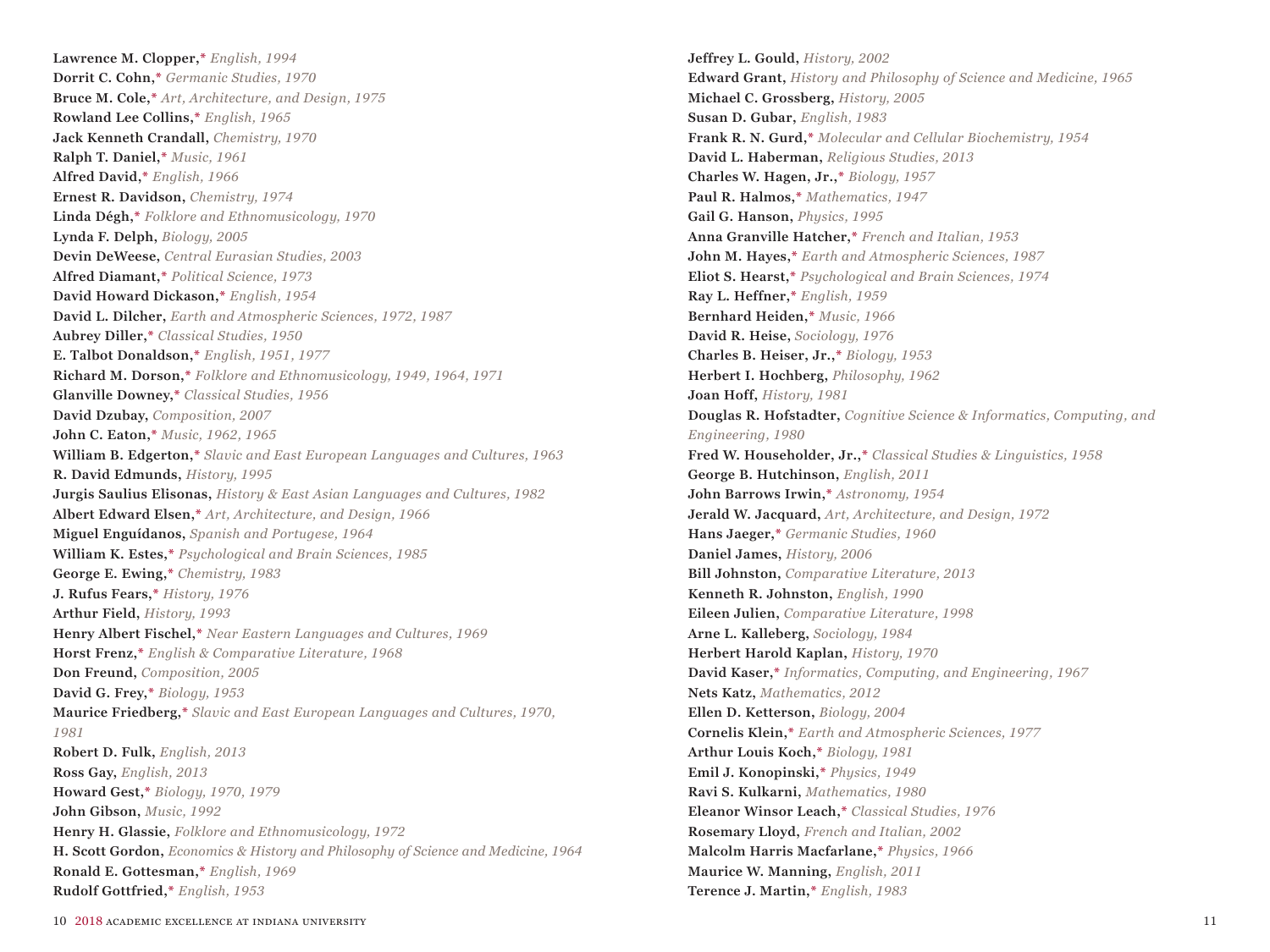**Lawrence M. Clopper,*** *English, 1994*
**Dorrit C. Cohn,*** *Germanic Studies, 1970*
**Bruce M. Cole,*** *Art, Architecture, and Design, 1975*
**Rowland Lee Collins,*** *English, 1965*
**Jack Kenneth Crandall,** *Chemistry, 1970*
**Ralph T. Daniel,*** *Music, 1961*
**Alfred David,*** *English, 1966*
**Ernest R. Davidson,** *Chemistry, 1974*
**Linda Dégh,*** *Folklore and Ethnomusicology, 1970*
**Lynda F. Delph,** *Biology, 2005*
**Devin DeWeese,** *Central Eurasian Studies, 2003*
**Alfred Diamant,*** *Political Science, 1973*
**David Howard Dickason,*** *English, 1954*
**David L. Dilcher,** *Earth and Atmospheric Sciences, 1972, 1987*
**Aubrey Diller,*** *Classical Studies, 1950*
**E. Talbot Donaldson,*** *English, 1951, 1977*
**Richard M. Dorson,*** *Folklore and Ethnomusicology, 1949, 1964, 1971*
**Glanville Downey,*** *Classical Studies, 1956*
**David Dzubay,** *Composition, 2007*
**John C. Eaton,*** *Music, 1962, 1965*
**William B. Edgerton,*** *Slavic and East European Languages and Cultures, 1963*
**R. David Edmunds,** *History, 1995*
**Jurgis Saulius Elisonas,** *History & East Asian Languages and Cultures, 1982*
**Albert Edward Elsen,*** *Art, Architecture, and Design, 1966*
**Miguel Enguídanos,** *Spanish and Portugese, 1964*
**William K. Estes,*** *Psychological and Brain Sciences, 1985*
**George E. Ewing,*** *Chemistry, 1983*
**J. Rufus Fears,*** *History, 1976*
**Arthur Field,** *History, 1993*
**Henry Albert Fischel,*** *Near Eastern Languages and Cultures, 1969*
**Horst Frenz,*** *English & Comparative Literature, 1968*
**Don Freund,** *Composition, 2005*
**David G. Frey,*** *Biology, 1953*
**Maurice Friedberg,*** *Slavic and East European Languages and Cultures, 1970, 1981*
**Robert D. Fulk,** *English, 2013*
**Ross Gay,** *English, 2013*
**Howard Gest,*** *Biology, 1970, 1979*
**John Gibson,** *Music, 1992*
**Henry H. Glassie,** *Folklore and Ethnomusicology, 1972*
**H. Scott Gordon,** *Economics & History and Philosophy of Science and Medicine, 1964*
**Ronald E. Gottesman,*** *English, 1969*
**Rudolf Gottfried,*** *English, 1953*
**Jeffrey L. Gould,** *History, 2002*
**Edward Grant,** *History and Philosophy of Science and Medicine, 1965*
**Michael C. Grossberg,** *History, 2005*
**Susan D. Gubar,** *English, 1983*
**Frank R. N. Gurd,*** *Molecular and Cellular Biochemistry, 1954*
**David L. Haberman,** *Religious Studies, 2013*
**Charles W. Hagen, Jr.,*** *Biology, 1957*
**Paul R. Halmos,*** *Mathematics, 1947*
**Gail G. Hanson,** *Physics, 1995*
**Anna Granville Hatcher,*** *French and Italian, 1953*
**John M. Hayes,*** *Earth and Atmospheric Sciences, 1987*
**Eliot S. Hearst,*** *Psychological and Brain Sciences, 1974*
**Ray L. Heffner,*** *English, 1959*
**Bernhard Heiden,*** *Music, 1966*
**David R. Heise,** *Sociology, 1976*
**Charles B. Heiser, Jr.,*** *Biology, 1953*
**Herbert I. Hochberg,** *Philosophy, 1962*
**Joan Hoff,** *History, 1981*
**Douglas R. Hofstadter,** *Cognitive Science & Informatics, Computing, and Engineering, 1980*
**Fred W. Householder, Jr.,*** *Classical Studies & Linguistics, 1958*
**George B. Hutchinson,** *English, 2011*
**John Barrows Irwin,*** *Astronomy, 1954*
**Jerald W. Jacquard,** *Art, Architecture, and Design, 1972*
**Hans Jaeger,*** *Germanic Studies, 1960*
**Daniel James,** *History, 2006*
**Bill Johnston,** *Comparative Literature, 2013*
**Kenneth R. Johnston,** *English, 1990*
**Eileen Julien,** *Comparative Literature, 1998*
**Arne L. Kalleberg,** *Sociology, 1984*
**Herbert Harold Kaplan,** *History, 1970*
**David Kaser,*** *Informatics, Computing, and Engineering, 1967*
**Nets Katz,** *Mathematics, 2012*
**Ellen D. Ketterson,** *Biology, 2004*
**Cornelis Klein,*** *Earth and Atmospheric Sciences, 1977*
**Arthur Louis Koch,*** *Biology, 1981*
**Emil J. Konopinski,*** *Physics, 1949*
**Ravi S. Kulkarni,** *Mathematics, 1980*
**Eleanor Winsor Leach,*** *Classical Studies, 1976*
**Rosemary Lloyd,** *French and Italian, 2002*
**Malcolm Harris Macfarlane,*** *Physics, 1966*
**Maurice W. Manning,** *English, 2011*
**Terence J. Martin,*** *English, 1983*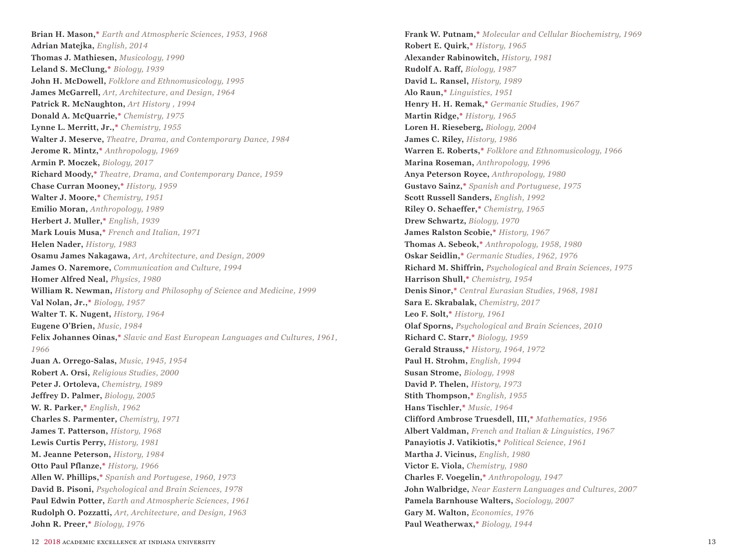**Brian H. Mason**,* *Earth and Atmospheric Sciences, 1953, 1968*
**Adrian Matejka**, *English, 2014*
**Thomas J. Mathiesen**, *Musicology, 1990*
**Leland S. McClung**,* *Biology, 1939*
**John H. McDowell**, *Folklore and Ethnomusicology, 1995*
**James McGarrell**, *Art, Architecture, and Design, 1964*
**Patrick R. McNaughton**, *Art History , 1994*
**Donald A. McQuarrie**,* *Chemistry, 1975*
**Lynne L. Merritt, Jr.**,* *Chemistry, 1955*
**Walter J. Meserve**, *Theatre, Drama, and Contemporary Dance, 1984*
**Jerome R. Mintz**,* *Anthropology, 1969*
**Armin P. Moczek**, *Biology, 2017*
**Richard Moody**,* *Theatre, Drama, and Contemporary Dance, 1959*
**Chase Curran Mooney**,* *History, 1959*
**Walter J. Moore**,* *Chemistry, 1951*
**Emilio Moran**, *Anthropology, 1989*
**Herbert J. Muller**,* *English, 1939*
**Mark Louis Musa**,* *French and Italian, 1971*
**Helen Nader**, *History, 1983*
**Osamu James Nakagawa**, *Art, Architecture, and Design, 2009*
**James O. Naremore**, *Communication and Culture, 1994*
**Homer Alfred Neal**, *Physics, 1980*
**William R. Newman**, *History and Philosophy of Science and Medicine, 1999*
**Val Nolan, Jr.**,* *Biology, 1957*
**Walter T. K. Nugent**, *History, 1964*
**Eugene O'Brien**, *Music, 1984*
**Felix Johannes Oinas**,* *Slavic and East European Languages and Cultures, 1961, 1966*
**Juan A. Orrego-Salas**, *Music, 1945, 1954*
**Robert A. Orsi**, *Religious Studies, 2000*
**Peter J. Ortoleva**, *Chemistry, 1989*
**Jeffrey D. Palmer**, *Biology, 2005*
**W. R. Parker**,* *English, 1962*
**Charles S. Parmenter**, *Chemistry, 1971*
**James T. Patterson**, *History, 1968*
**Lewis Curtis Perry**, *History, 1981*
**M. Jeanne Peterson**, *History, 1984*
**Otto Paul Pflanze**,* *History, 1966*
**Allen W. Phillips**,* *Spanish and Portugese, 1960, 1973*
**David B. Pisoni**, *Psychological and Brain Sciences, 1978*
**Paul Edwin Potter**, *Earth and Atmospheric Sciences, 1961*
**Rudolph O. Pozzatti**, *Art, Architecture, and Design, 1963*
**John R. Preer**,* *Biology, 1976*
**Frank W. Putnam**,* *Molecular and Cellular Biochemistry, 1969*
**Robert E. Quirk**,* *History, 1965*
**Alexander Rabinowitch**, *History, 1981*
**Rudolf A. Raff**, *Biology, 1987*
**David L. Ransel**, *History, 1989*
**Alo Raun**,* *Linguistics, 1951*
**Henry H. H. Remak**,* *Germanic Studies, 1967*
**Martin Ridge**,* *History, 1965*
**Loren H. Rieseberg**, *Biology, 2004*
**James C. Riley**, *History, 1986*
**Warren E. Roberts**,* *Folklore and Ethnomusicology, 1966*
**Marina Roseman**, *Anthropology, 1996*
**Anya Peterson Royce**, *Anthropology, 1980*
**Gustavo Sainz**,* *Spanish and Portuguese, 1975*
**Scott Russell Sanders**, *English, 1992*
**Riley O. Schaeffer**,* *Chemistry, 1965*
**Drew Schwartz**, *Biology, 1970*
**James Ralston Scobie**,* *History, 1967*
**Thomas A. Sebeok**,* *Anthropology, 1958, 1980*
**Oskar Seidlin**,* *Germanic Studies, 1962, 1976*
**Richard M. Shiffrin**, *Psychological and Brain Sciences, 1975*
**Harrison Shull**,* *Chemistry, 1954*
**Denis Sinor**,* *Central Eurasian Studies, 1968, 1981*
**Sara E. Skrabalak**, *Chemistry, 2017*
**Leo F. Solt**,* *History, 1961*
**Olaf Sporns**, *Psychological and Brain Sciences, 2010*
**Richard C. Starr**,* *Biology, 1959*
**Gerald Strauss**,* *History, 1964, 1972*
**Paul H. Strohm**, *English, 1994*
**Susan Strome**, *Biology, 1998*
**David P. Thelen**, *History, 1973*
**Stith Thompson**,* *English, 1955*
**Hans Tischler**,* *Music, 1964*
**Clifford Ambrose Truesdell, III**,* *Mathematics, 1956*
**Albert Valdman**, *French and Italian & Linguistics, 1967*
**Panayiotis J. Vatikiotis**,* *Political Science, 1961*
**Martha J. Vicinus**, *English, 1980*
**Victor E. Viola**, *Chemistry, 1980*
**Charles F. Voegelin**,* *Anthropology, 1947*
**John Walbridge**, *Near Eastern Languages and Cultures, 2007*
**Pamela Barnhouse Walters**, *Sociology, 2007*
**Gary M. Walton**, *Economics, 1976*
**Paul Weatherwax**,* *Biology, 1944*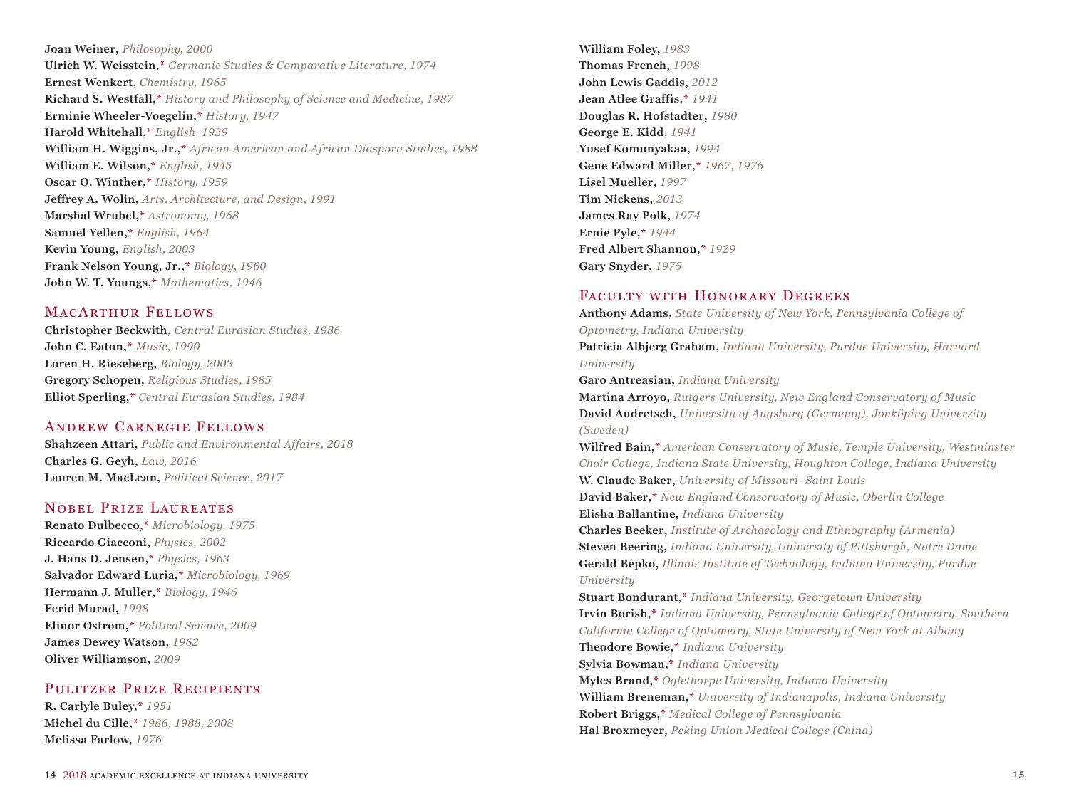**Joan Weiner,** *Philosophy, 2000*
**Ulrich W. Weisstein,*** *Germanic Studies & Comparative Literature, 1974*
**Ernest Wenkert,** *Chemistry, 1965*
**Richard S. Westfall,*** *History and Philosophy of Science and Medicine, 1987*
**Erminie Wheeler-Voegelin,*** *History, 1947*
**Harold Whitehall,*** *English, 1939*
**William H. Wiggins, Jr.,*** *African American and African Diaspora Studies, 1988*
**William E. Wilson,*** *English, 1945*
**Oscar O. Winther,*** *History, 1959*
**Jeffrey A. Wolin,** *Arts, Architecture, and Design, 1991*
**Marshal Wrubel,*** *Astronomy, 1968*
**Samuel Yellen,*** *English, 1964*
**Kevin Young,** *English, 2003*
**Frank Nelson Young, Jr.,*** *Biology, 1960*
**John W. T. Youngs,*** *Mathematics, 1946*

## MacArthur Fellows

**Christopher Beckwith,** *Central Eurasian Studies, 1986*
**John C. Eaton,*** *Music, 1990*
**Loren H. Rieseberg,** *Biology, 2003*
**Gregory Schopen,** *Religious Studies, 1985*
**Elliot Sperling,*** *Central Eurasian Studies, 1984*

## Andrew Carnegie Fellows

**Shahzeen Attari,** *Public and Environmental Affairs, 2018*
**Charles G. Geyh,** *Law, 2016*
**Lauren M. MacLean,** *Political Science, 2017*

## Nobel Prize Laureates

**Renato Dulbecco,*** *Microbiology, 1975*
**Riccardo Giacconi,** *Physics, 2002*
**J. Hans D. Jensen,*** *Physics, 1963*
**Salvador Edward Luria,*** *Microbiology, 1969*
**Hermann J. Muller,*** *Biology, 1946*
**Ferid Murad,** *1998*
**Elinor Ostrom,*** *Political Science, 2009*
**James Dewey Watson,** *1962*
**Oliver Williamson,** *2009*

## Pulitzer Prize Recipients

**R. Carlyle Buley,*** *1951*
**Michel du Cille,*** *1986, 1988, 2008*
**Melissa Farlow,** *1976*
**William Foley,** *1983*
**Thomas French,** *1998*
**John Lewis Gaddis,** *2012*
**Jean Atlee Graffis,*** *1941*
**Douglas R. Hofstadter,** *1980*
**George E. Kidd,** *1941*
**Yusef Komunyakaa,** *1994*
**Gene Edward Miller,*** *1967, 1976*
**Lisel Mueller,** *1997*
**Tim Nickens,** *2013*
**James Ray Polk,** *1974*
**Ernie Pyle,*** *1944*
**Fred Albert Shannon,*** *1929*
**Gary Snyder,** *1975*

## Faculty with Honorary Degrees

**Anthony Adams,** *State University of New York, Pennsylvania College of Optometry, Indiana University*
**Patricia Albjerg Graham,** *Indiana University, Purdue University, Harvard University*
**Garo Antreasian,** *Indiana University*
**Martina Arroyo,** *Rutgers University, New England Conservatory of Music*
**David Audretsch,** *University of Augsburg (Germany), Jönköping University (Sweden)*
**Wilfred Bain,*** *American Conservatory of Music, Temple University, Westminster Choir College, Indiana State University, Houghton College, Indiana University*
**W. Claude Baker,** *University of Missouri–Saint Louis*
**David Baker,*** *New England Conservatory of Music, Oberlin College*
**Elisha Ballantine,** *Indiana University*
**Charles Beeker,** *Institute of Archaeology and Ethnography (Armenia)*
**Steven Beering,** *Indiana University, University of Pittsburgh, Notre Dame*
**Gerald Bepko,** *Illinois Institute of Technology, Indiana University, Purdue University*
**Stuart Bondurant,*** *Indiana University, Georgetown University*
**Irvin Borish,*** *Indiana University, Pennsylvania College of Optometry, Southern California College of Optometry, State University of New York at Albany*
**Theodore Bowie,*** *Indiana University*
**Sylvia Bowman,*** *Indiana University*
**Myles Brand,*** *Oglethorpe University, Indiana University*
**William Breneman,*** *University of Indianapolis, Indiana University*
**Robert Briggs,*** *Medical College of Pennsylvania*
**Hal Broxmeyer,** *Peking Union Medical College (China)*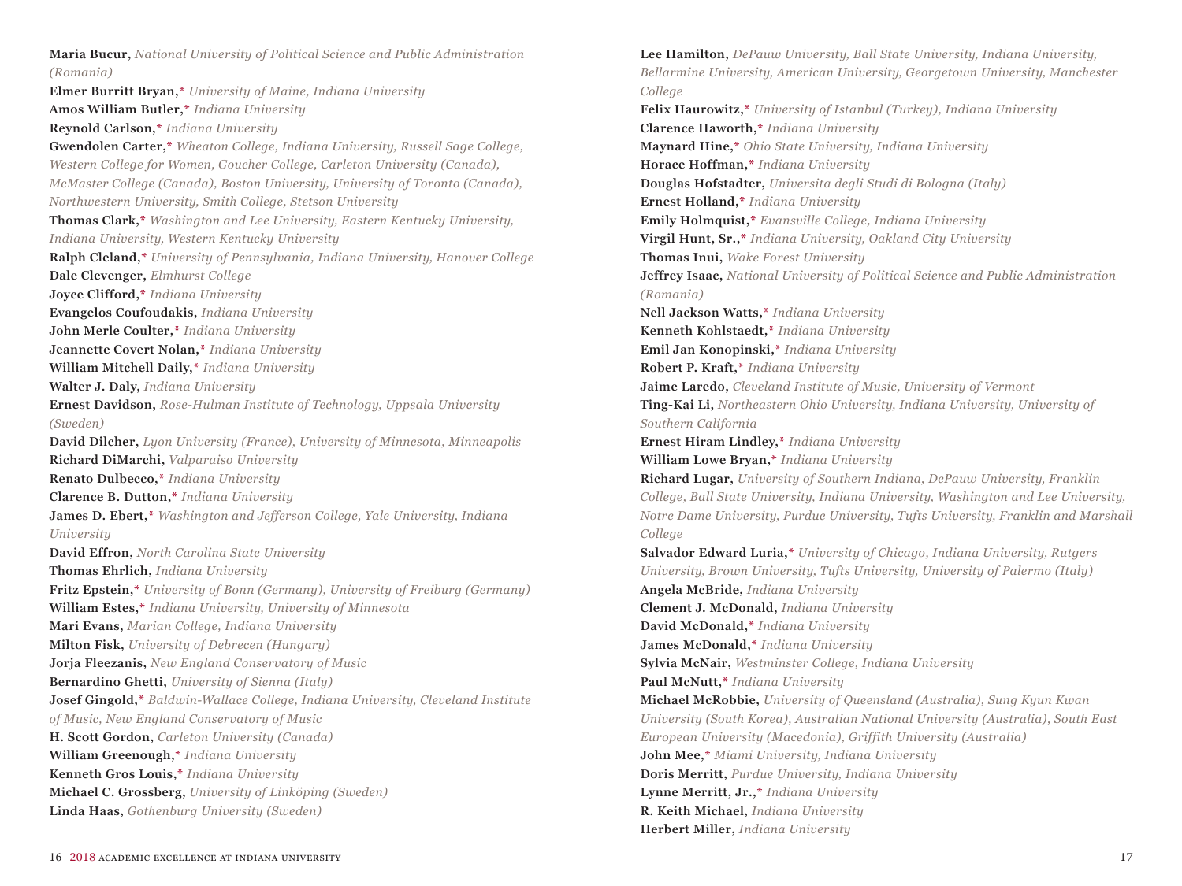**Maria Bucur,** *National University of Political Science and Public Administration (Romania)*
**Elmer Burritt Bryan,*** *University of Maine, Indiana University*
**Amos William Butler,*** *Indiana University*
**Reynold Carlson,*** *Indiana University*
**Gwendolen Carter,*** *Wheaton College, Indiana University, Russell Sage College, Western College for Women, Goucher College, Carleton University (Canada), McMaster College (Canada), Boston University, University of Toronto (Canada), Northwestern University, Smith College, Stetson University*
**Thomas Clark,*** *Washington and Lee University, Eastern Kentucky University, Indiana University, Western Kentucky University*
**Ralph Cleland,*** *University of Pennsylvania, Indiana University, Hanover College*
**Dale Clevenger,** *Elmhurst College*
**Joyce Clifford,*** *Indiana University*
**Evangelos Coufoudakis,** *Indiana University*
**John Merle Coulter,*** *Indiana University*
**Jeannette Covert Nolan,*** *Indiana University*
**William Mitchell Daily,*** *Indiana University*
**Walter J. Daly,** *Indiana University*
**Ernest Davidson,** *Rose-Hulman Institute of Technology, Uppsala University (Sweden)*
**David Dilcher,** *Lyon University (France), University of Minnesota, Minneapolis*
**Richard DiMarchi,** *Valparaiso University*
**Renato Dulbecco,*** *Indiana University*
**Clarence B. Dutton,*** *Indiana University*
**James D. Ebert,*** *Washington and Jefferson College, Yale University, Indiana University*
**David Effron,** *North Carolina State University*
**Thomas Ehrlich,** *Indiana University*
**Fritz Epstein,*** *University of Bonn (Germany), University of Freiburg (Germany)*
**William Estes,*** *Indiana University, University of Minnesota*
**Mari Evans,** *Marian College, Indiana University*
**Milton Fisk,** *University of Debrecen (Hungary)*
**Jorja Fleezanis,** *New England Conservatory of Music*
**Bernardino Ghetti,** *University of Sienna (Italy)*
**Josef Gingold,*** *Baldwin-Wallace College, Indiana University, Cleveland Institute of Music, New England Conservatory of Music*
**H. Scott Gordon,** *Carleton University (Canada)*
**William Greenough,*** *Indiana University*
**Kenneth Gros Louis,*** *Indiana University*
**Michael C. Grossberg,** *University of Linköping (Sweden)*
**Linda Haas,** *Gothenburg University (Sweden)*
**Lee Hamilton,** *DePauw University, Ball State University, Indiana University, Bellarmine University, American University, Georgetown University, Manchester College*
**Felix Haurowitz,*** *University of Istanbul (Turkey), Indiana University*
**Clarence Haworth,*** *Indiana University*
**Maynard Hine,*** *Ohio State University, Indiana University*
**Horace Hoffman,*** *Indiana University*
**Douglas Hofstadter,** *Universita degli Studi di Bologna (Italy)*
**Ernest Holland,*** *Indiana University*
**Emily Holmquist,*** *Evansville College, Indiana University*
**Virgil Hunt, Sr.,*** *Indiana University, Oakland City University*
**Thomas Inui,** *Wake Forest University*
**Jeffrey Isaac,** *National University of Political Science and Public Administration (Romania)*
**Nell Jackson Watts,*** *Indiana University*
**Kenneth Kohlstaedt,*** *Indiana University*
**Emil Jan Konopinski,*** *Indiana University*
**Robert P. Kraft,*** *Indiana University*
**Jaime Laredo,** *Cleveland Institute of Music, University of Vermont*
**Ting-Kai Li,** *Northeastern Ohio University, Indiana University, University of Southern California*
**Ernest Hiram Lindley,*** *Indiana University*
**William Lowe Bryan,*** *Indiana University*
**Richard Lugar,** *University of Southern Indiana, DePauw University, Franklin College, Ball State University, Indiana University, Washington and Lee University, Notre Dame University, Purdue University, Tufts University, Franklin and Marshall College*
**Salvador Edward Luria,*** *University of Chicago, Indiana University, Rutgers University, Brown University, Tufts University, University of Palermo (Italy)*
**Angela McBride,** *Indiana University*
**Clement J. McDonald,** *Indiana University*
**David McDonald,*** *Indiana University*
**James McDonald,*** *Indiana University*
**Sylvia McNair,** *Westminster College, Indiana University*
**Paul McNutt,*** *Indiana University*
**Michael McRobbie,** *University of Queensland (Australia), Sung Kyun Kwan University (South Korea), Australian National University (Australia), South East European University (Macedonia), Griffith University (Australia)*
**John Mee,*** *Miami University, Indiana University*
**Doris Merritt,** *Purdue University, Indiana University*
**Lynne Merritt, Jr.,*** *Indiana University*
**R. Keith Michael,** *Indiana University*
**Herbert Miller,** *Indiana University*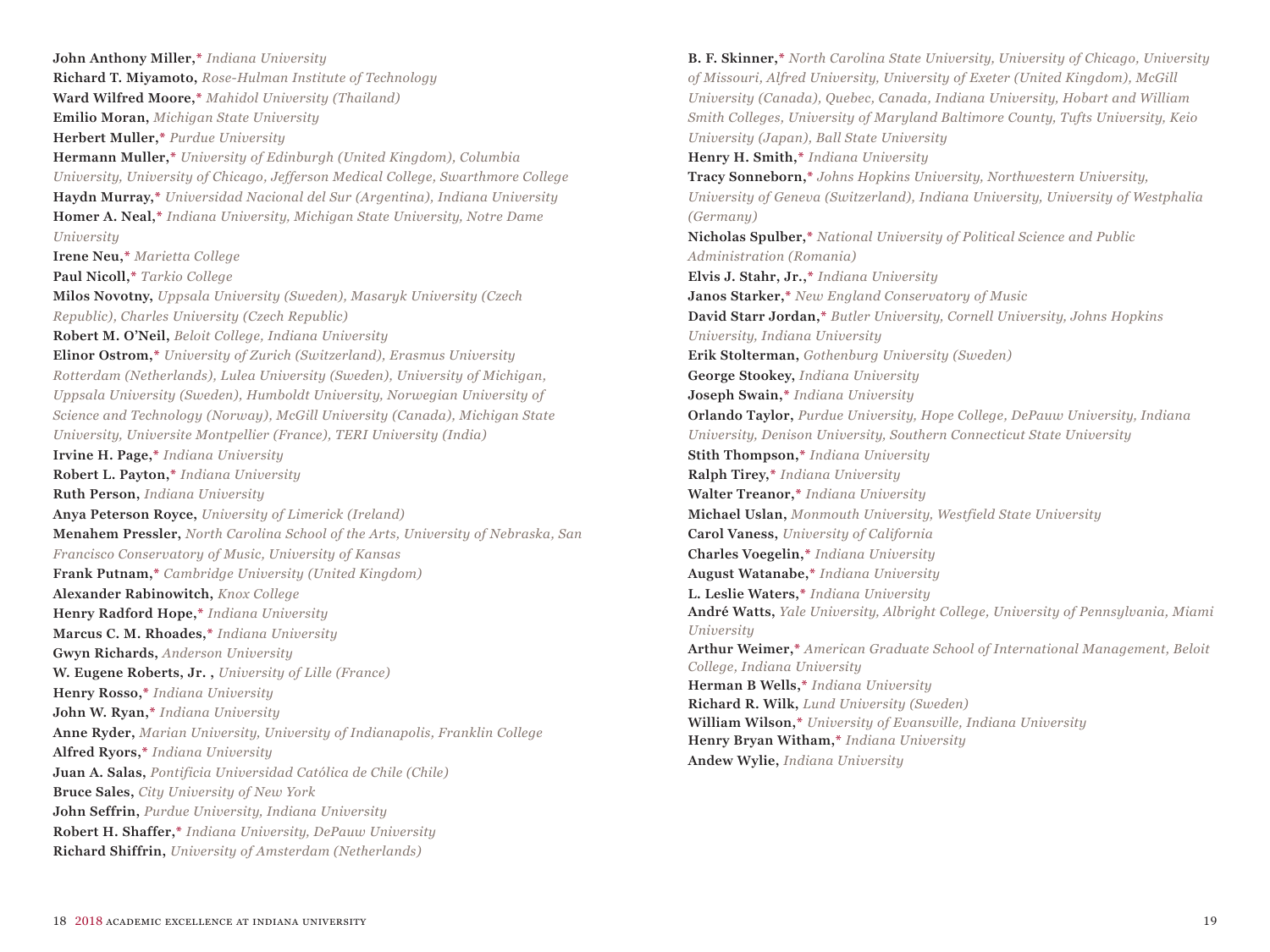**John Anthony Miller,*** *Indiana University*
**Richard T. Miyamoto,** *Rose-Hulman Institute of Technology*
**Ward Wilfred Moore,*** *Mahidol University (Thailand)*
**Emilio Moran,** *Michigan State University*
**Herbert Muller,*** *Purdue University*
**Hermann Muller,*** *University of Edinburgh (United Kingdom), Columbia University, University of Chicago, Jefferson Medical College, Swarthmore College*
**Haydn Murray,*** *Universidad Nacional del Sur (Argentina), Indiana University*
**Homer A. Neal,*** *Indiana University, Michigan State University, Notre Dame University*
**Irene Neu,*** *Marietta College*
**Paul Nicoll,*** *Tarkio College*
**Milos Novotny,** *Uppsala University (Sweden), Masaryk University (Czech Republic), Charles University (Czech Republic)*
**Robert M. O'Neil,** *Beloit College, Indiana University*
**Elinor Ostrom,*** *University of Zurich (Switzerland), Erasmus University Rotterdam (Netherlands), Lulea University (Sweden), University of Michigan, Uppsala University (Sweden), Humboldt University, Norwegian University of Science and Technology (Norway), McGill University (Canada), Michigan State University, Universite Montpellier (France), TERI University (India)*
**Irvine H. Page,*** *Indiana University*
**Robert L. Payton,*** *Indiana University*
**Ruth Person,** *Indiana University*
**Anya Peterson Royce,** *University of Limerick (Ireland)*
**Menahem Pressler,** *North Carolina School of the Arts, University of Nebraska, San Francisco Conservatory of Music, University of Kansas*
**Frank Putnam,*** *Cambridge University (United Kingdom)*
**Alexander Rabinowitch,** *Knox College*
**Henry Radford Hope,*** *Indiana University*
**Marcus C. M. Rhoades,*** *Indiana University*
**Gwyn Richards,** *Anderson University*
**W. Eugene Roberts, Jr. ,** *University of Lille (France)*
**Henry Rosso,*** *Indiana University*
**John W. Ryan,*** *Indiana University*
**Anne Ryder,** *Marian University, University of Indianapolis, Franklin College*
**Alfred Ryors,*** *Indiana University*
**Juan A. Salas,** *Pontificia Universidad Católica de Chile (Chile)*
**Bruce Sales,** *City University of New York*
**John Seffrin,** *Purdue University, Indiana University*
**Robert H. Shaffer,*** *Indiana University, DePauw University*
**Richard Shiffrin,** *University of Amsterdam (Netherlands)*
**B. F. Skinner,*** *North Carolina State University, University of Chicago, University of Missouri, Alfred University, University of Exeter (United Kingdom), McGill University (Canada), Quebec, Canada, Indiana University, Hobart and William Smith Colleges, University of Maryland Baltimore County, Tufts University, Keio University (Japan), Ball State University*
**Henry H. Smith,*** *Indiana University*
**Tracy Sonneborn,*** *Johns Hopkins University, Northwestern University, University of Geneva (Switzerland), Indiana University, University of Westphalia (Germany)*
**Nicholas Spulber,*** *National University of Political Science and Public Administration (Romania)*
**Elvis J. Stahr, Jr.,*** *Indiana University*
**Janos Starker,*** *New England Conservatory of Music*
**David Starr Jordan,*** *Butler University, Cornell University, Johns Hopkins University, Indiana University*
**Erik Stolterman,** *Gothenburg University (Sweden)*
**George Stookey,** *Indiana University*
**Joseph Swain,*** *Indiana University*
**Orlando Taylor,** *Purdue University, Hope College, DePauw University, Indiana University, Denison University, Southern Connecticut State University*
**Stith Thompson,*** *Indiana University*
**Ralph Tirey,*** *Indiana University*
**Walter Treanor,*** *Indiana University*
**Michael Uslan,** *Monmouth University, Westfield State University*
**Carol Vaness,** *University of California*
**Charles Voegelin,*** *Indiana University*
**August Watanabe,*** *Indiana University*
**L. Leslie Waters,*** *Indiana University*
**André Watts,** *Yale University, Albright College, University of Pennsylvania, Miami University*
**Arthur Weimer,*** *American Graduate School of International Management, Beloit College, Indiana University*
**Herman B Wells,*** *Indiana University*
**Richard R. Wilk,** *Lund University (Sweden)*
**William Wilson,*** *University of Evansville, Indiana University*
**Henry Bryan Witham,*** *Indiana University*
**Andew Wylie,** *Indiana University*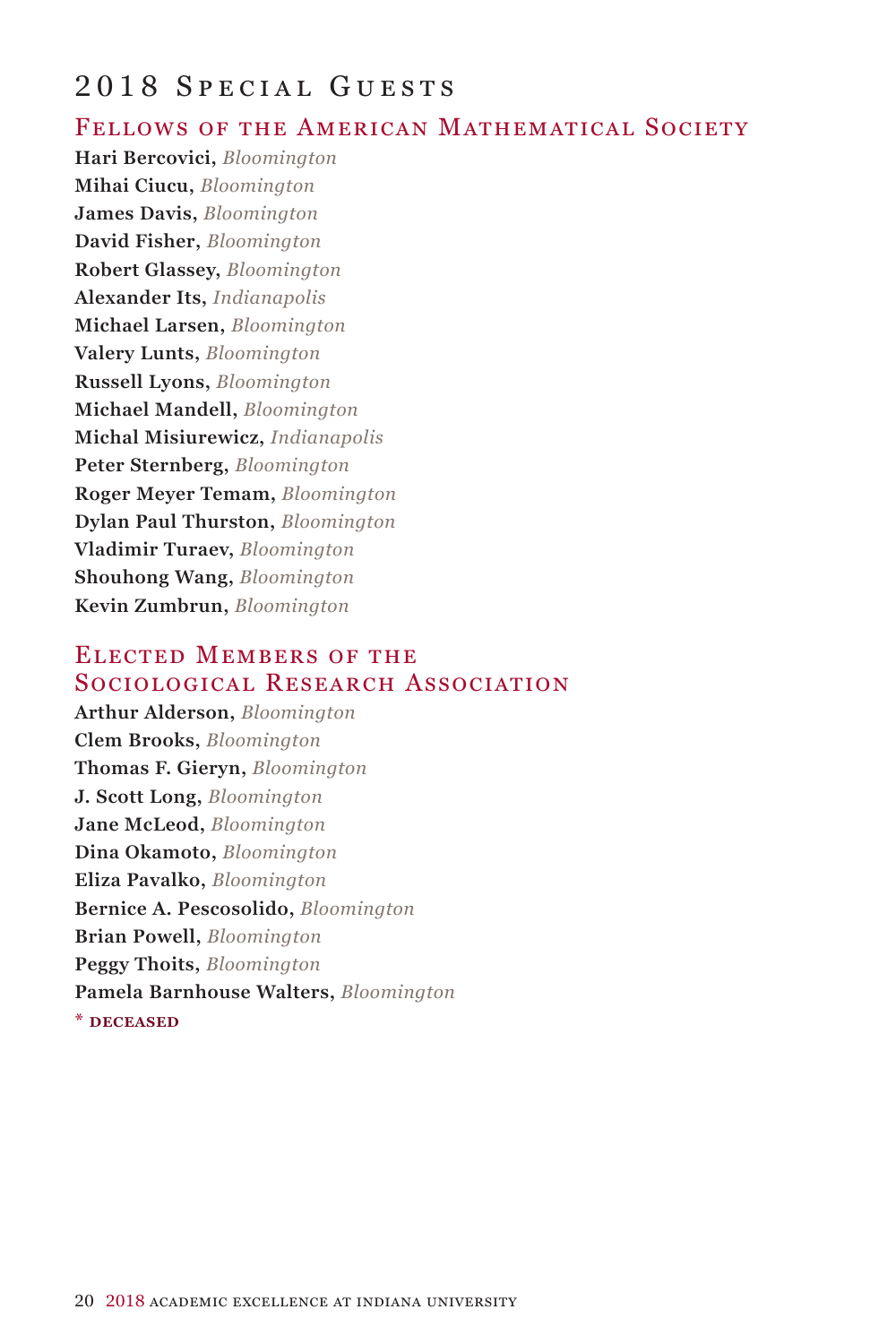# 2018 Special Guests

## Fellows of the American Mathematical Society

**Hari Bercovici**, *Bloomington*
**Mihai Ciucu**, *Bloomington*
**James Davis**, *Bloomington*
**David Fisher**, *Bloomington*
**Robert Glassey**, *Bloomington*
**Alexander Its**, *Indianapolis*
**Michael Larsen**, *Bloomington*
**Valery Lunts**, *Bloomington*
**Russell Lyons**, *Bloomington*
**Michael Mandell**, *Bloomington*
**Michal Misiurewicz**, *Indianapolis*
**Peter Sternberg**, *Bloomington*
**Roger Meyer Temam**, *Bloomington*
**Dylan Paul Thurston**, *Bloomington*
**Vladimir Turaev**, *Bloomington*
**Shouhong Wang**, *Bloomington*
**Kevin Zumbrun**, *Bloomington*

## Elected Members of the Sociological Research Association

**Arthur Alderson**, *Bloomington*
**Clem Brooks**, *Bloomington*
**Thomas F. Gieryn**, *Bloomington*
**J. Scott Long**, *Bloomington*
**Jane McLeod**, *Bloomington*
**Dina Okamoto**, *Bloomington*
**Eliza Pavalko**, *Bloomington*
**Bernice A. Pescosolido**, *Bloomington*
**Brian Powell**, *Bloomington*
**Peggy Thoits**, *Bloomington*
**Pamela Barnhouse Walters**, *Bloomington*

* deceased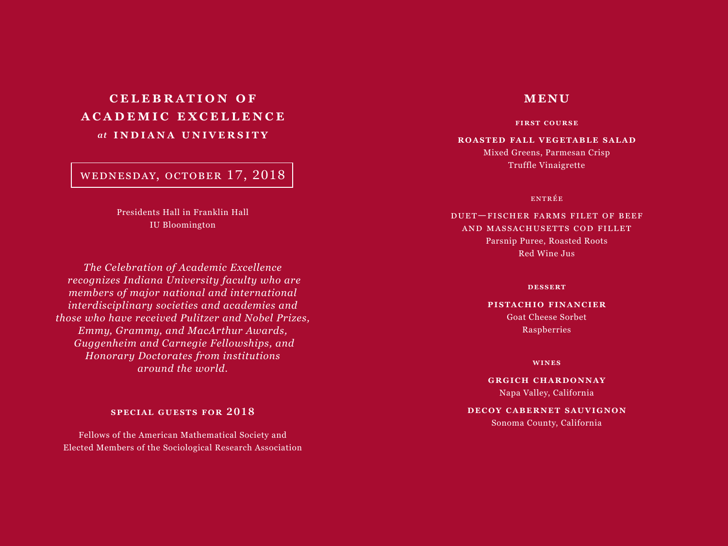# CELEBRATION OF ACADEMIC EXCELLENCE *at* INDIANA UNIVERSITY

WEDNESDAY, OCTOBER 17, 2018

Presidents Hall in Franklin Hall
IU Bloomington

*The Celebration of Academic Excellence recognizes Indiana University faculty who are members of major national and international interdisciplinary societies and academies and those who have received Pulitzer and Nobel Prizes, Emmy, Grammy, and MacArthur Awards, Guggenheim and Carnegie Fellowships, and Honorary Doctorates from institutions around the world.*

### SPECIAL GUESTS FOR 2018

Fellows of the American Mathematical Society and
Elected Members of the Sociological Research Association

## MENU

### FIRST COURSE

**ROASTED FALL VEGETABLE SALAD**
Mixed Greens, Parmesan Crisp
Truffle Vinaigrette

### ENTRÉE

DUET—FISCHER FARMS FILET OF BEEF
AND MASSACHUSETTS COD FILLET
Parsnip Puree, Roasted Roots
Red Wine Jus

### DESSERT

**PISTACHIO FINANCIER**
Goat Cheese Sorbet
Raspberries

### WINES

**GRGICH CHARDONNAY**
Napa Valley, California

**DECOY CABERNET SAUVIGNON**
Sonoma County, California